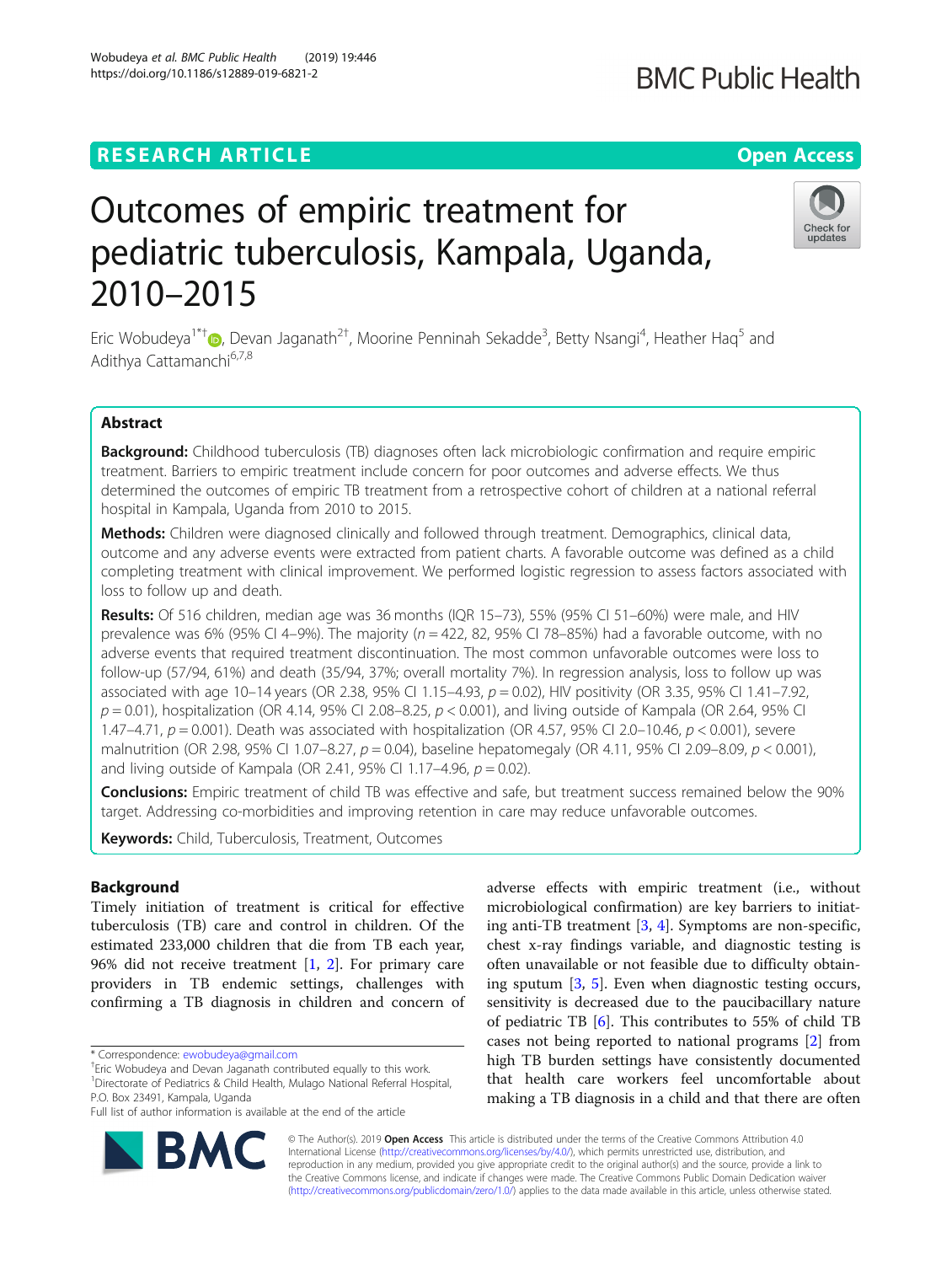# Outcomes of empiric treatment for pediatric tuberculosis, Kampala, Uganda, 2010–2015

Eric Wobudeya[1*†], Devan Jaganath[2†], Moorine Penninah Sekadde[3], Betty Nsangi[4], Heather Haq[5] and Adithya Cattamanchi[6,7,8]

## Abstract

**Background:** Childhood tuberculosis (TB) diagnoses often lack microbiologic confirmation and require empiric treatment. Barriers to empiric treatment include concern for poor outcomes and adverse effects. We thus determined the outcomes of empiric TB treatment from a retrospective cohort of children at a national referral hospital in Kampala, Uganda from 2010 to 2015.

**Methods:** Children were diagnosed clinically and followed through treatment. Demographics, clinical data, outcome and any adverse events were extracted from patient charts. A favorable outcome was defined as a child completing treatment with clinical improvement. We performed logistic regression to assess factors associated with loss to follow up and death.

**Results:** Of 516 children, median age was 36 months (IQR 15–73), 55% (95% CI 51–60%) were male, and HIV prevalence was 6% (95% CI 4–9%). The majority ($n = 422$, 82, 95% CI 78–85%) had a favorable outcome, with no adverse events that required treatment discontinuation. The most common unfavorable outcomes were loss to follow-up (57/94, 61%) and death (35/94, 37%; overall mortality 7%). In regression analysis, loss to follow up was associated with age 10–14 years (OR 2.38, 95% CI 1.15–4.93, $p = 0.02$), HIV positivity (OR 3.35, 95% CI 1.41–7.92, $p = 0.01$), hospitalization (OR 4.14, 95% CI 2.08–8.25, $p < 0.001$), and living outside of Kampala (OR 2.64, 95% CI 1.47–4.71, $p = 0.001$). Death was associated with hospitalization (OR 4.57, 95% CI 2.0–10.46, $p < 0.001$), severe malnutrition (OR 2.98, 95% CI 1.07–8.27, $p = 0.04$), baseline hepatomegaly (OR 4.11, 95% CI 2.09–8.09, $p < 0.001$), and living outside of Kampala (OR 2.41, 95% CI 1.17–4.96, $p = 0.02$).

**Conclusions:** Empiric treatment of child TB was effective and safe, but treatment success remained below the 90% target. Addressing co-morbidities and improving retention in care may reduce unfavorable outcomes.

**Keywords:** Child, Tuberculosis, Treatment, Outcomes

## Background

Timely initiation of treatment is critical for effective tuberculosis (TB) care and control in children. Of the estimated 233,000 children that die from TB each year, 96% did not receive treatment [1, 2]. For primary care providers in TB endemic settings, challenges with confirming a TB diagnosis in children and concern of adverse effects with empiric treatment (i.e., without microbiological confirmation) are key barriers to initiating anti-TB treatment [3, 4]. Symptoms are non-specific, chest x-ray findings variable, and diagnostic testing is often unavailable or not feasible due to difficulty obtaining sputum [3, 5]. Even when diagnostic testing occurs, sensitivity is decreased due to the paucibacillary nature of pediatric TB [6]. This contributes to 55% of child TB cases not being reported to national programs [2] from high TB burden settings have consistently documented that health care workers feel uncomfortable about making a TB diagnosis in a child and that there are often

* Correspondence: ewobudeya@gmail.com
†Eric Wobudeya and Devan Jaganath contributed equally to this work.
[1]Directorate of Pediatrics & Child Health, Mulago National Referral Hospital, P.O. Box 23491, Kampala, Uganda
Full list of author information is available at the end of the article

© The Author(s). 2019 **Open Access** This article is distributed under the terms of the Creative Commons Attribution 4.0 International License (http://creativecommons.org/licenses/by/4.0/), which permits unrestricted use, distribution, and reproduction in any medium, provided you give appropriate credit to the original author(s) and the source, provide a link to the Creative Commons license, and indicate if changes were made. The Creative Commons Public Domain Dedication waiver (http://creativecommons.org/publicdomain/zero/1.0/) applies to the data made available in this article, unless otherwise stated.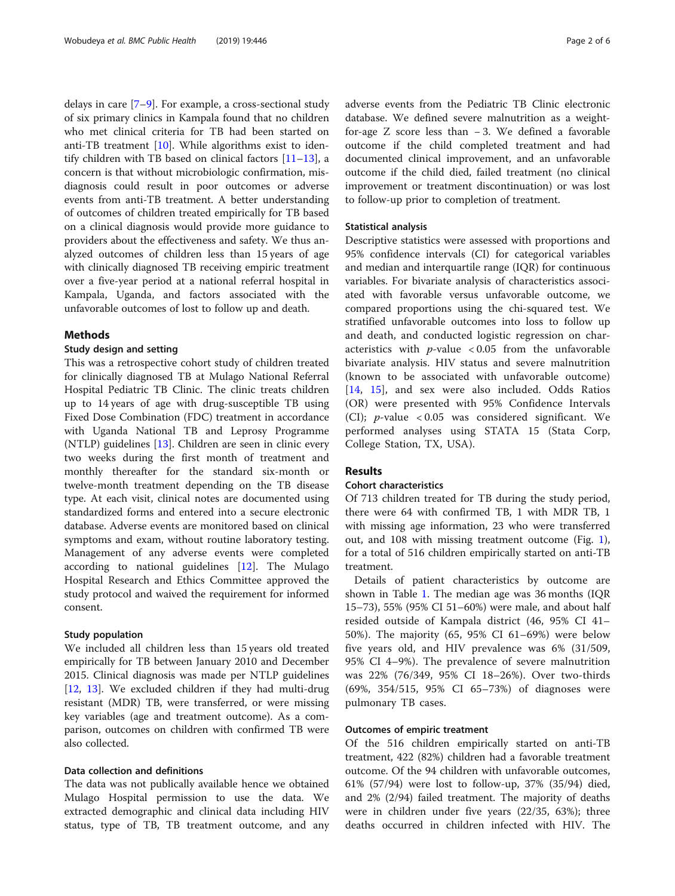delays in care [7–9]. For example, a cross-sectional study of six primary clinics in Kampala found that no children who met clinical criteria for TB had been started on anti-TB treatment [10]. While algorithms exist to identify children with TB based on clinical factors [11–13], a concern is that without microbiologic confirmation, misdiagnosis could result in poor outcomes or adverse events from anti-TB treatment. A better understanding of outcomes of children treated empirically for TB based on a clinical diagnosis would provide more guidance to providers about the effectiveness and safety. We thus analyzed outcomes of children less than 15 years of age with clinically diagnosed TB receiving empiric treatment over a five-year period at a national referral hospital in Kampala, Uganda, and factors associated with the unfavorable outcomes of lost to follow up and death.

## Methods

### Study design and setting

This was a retrospective cohort study of children treated for clinically diagnosed TB at Mulago National Referral Hospital Pediatric TB Clinic. The clinic treats children up to 14 years of age with drug-susceptible TB using Fixed Dose Combination (FDC) treatment in accordance with Uganda National TB and Leprosy Programme (NTLP) guidelines [13]. Children are seen in clinic every two weeks during the first month of treatment and monthly thereafter for the standard six-month or twelve-month treatment depending on the TB disease type. At each visit, clinical notes are documented using standardized forms and entered into a secure electronic database. Adverse events are monitored based on clinical symptoms and exam, without routine laboratory testing. Management of any adverse events were completed according to national guidelines [12]. The Mulago Hospital Research and Ethics Committee approved the study protocol and waived the requirement for informed consent.

### Study population

We included all children less than 15 years old treated empirically for TB between January 2010 and December 2015. Clinical diagnosis was made per NTLP guidelines [12, 13]. We excluded children if they had multi-drug resistant (MDR) TB, were transferred, or were missing key variables (age and treatment outcome). As a comparison, outcomes on children with confirmed TB were also collected.

### Data collection and definitions

The data was not publically available hence we obtained Mulago Hospital permission to use the data. We extracted demographic and clinical data including HIV status, type of TB, TB treatment outcome, and any adverse events from the Pediatric TB Clinic electronic database. We defined severe malnutrition as a weight-for-age Z score less than −3. We defined a favorable outcome if the child completed treatment and had documented clinical improvement, and an unfavorable outcome if the child died, failed treatment (no clinical improvement or treatment discontinuation) or was lost to follow-up prior to completion of treatment.

### Statistical analysis

Descriptive statistics were assessed with proportions and 95% confidence intervals (CI) for categorical variables and median and interquartile range (IQR) for continuous variables. For bivariate analysis of characteristics associated with favorable versus unfavorable outcome, we compared proportions using the chi-squared test. We stratified unfavorable outcomes into loss to follow up and death, and conducted logistic regression on characteristics with $p$-value $< 0.05$ from the unfavorable bivariate analysis. HIV status and severe malnutrition (known to be associated with unfavorable outcome) [14, 15], and sex were also included. Odds Ratios (OR) were presented with 95% Confidence Intervals (CI); $p$-value $< 0.05$ was considered significant. We performed analyses using STATA 15 (Stata Corp, College Station, TX, USA).

## Results

### Cohort characteristics

Of 713 children treated for TB during the study period, there were 64 with confirmed TB, 1 with MDR TB, 1 with missing age information, 23 who were transferred out, and 108 with missing treatment outcome (Fig. 1), for a total of 516 children empirically started on anti-TB treatment.

Details of patient characteristics by outcome are shown in Table 1. The median age was 36 months (IQR 15–73), 55% (95% CI 51–60%) were male, and about half resided outside of Kampala district (46, 95% CI 41–50%). The majority (65, 95% CI 61–69%) were below five years old, and HIV prevalence was 6% (31/509, 95% CI 4–9%). The prevalence of severe malnutrition was 22% (76/349, 95% CI 18–26%). Over two-thirds (69%, 354/515, 95% CI 65–73%) of diagnoses were pulmonary TB cases.

### Outcomes of empiric treatment

Of the 516 children empirically started on anti-TB treatment, 422 (82%) children had a favorable treatment outcome. Of the 94 children with unfavorable outcomes, 61% (57/94) were lost to follow-up, 37% (35/94) died, and 2% (2/94) failed treatment. The majority of deaths were in children under five years (22/35, 63%); three deaths occurred in children infected with HIV. The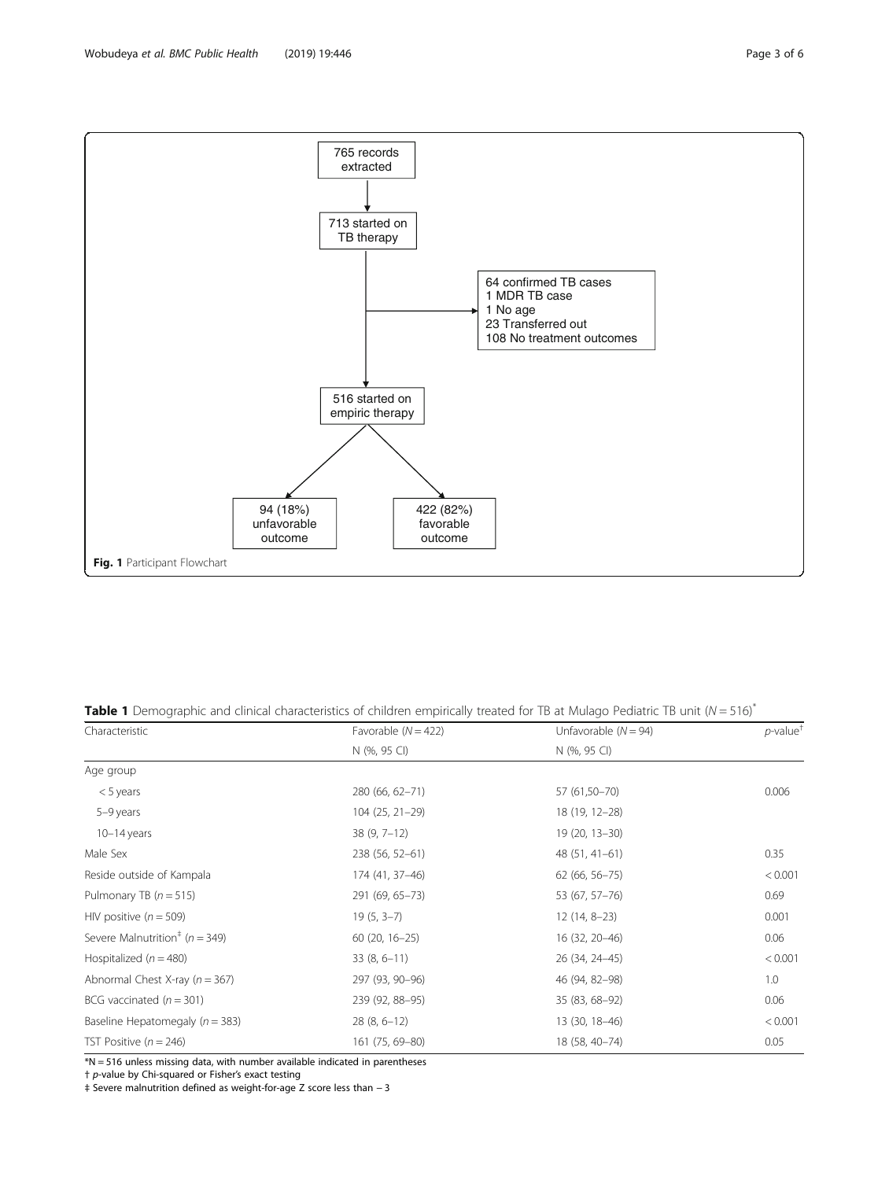765 records extracted

713 started on TB therapy

64 confirmed TB cases
1 MDR TB case
1 No age
23 Transferred out
108 No treatment outcomes

516 started on empiric therapy

94 (18%) unfavorable outcome

422 (82%) favorable outcome

**Fig. 1** Participant Flowchart

**Table 1** Demographic and clinical characteristics of children empirically treated for TB at Mulago Pediatric TB unit ($N = 516$)*

| Characteristic | Favorable ($N = 422$) | Unfavorable ($N = 94$) | *p*-value† |
|---|---|---|---|
| | N (%, 95 CI) | N (%, 95 CI) | |
| Age group | | | |
| < 5 years | 280 (66, 62–71) | 57 (61,50–70) | 0.006 |
| 5–9 years | 104 (25, 21–29) | 18 (19, 12–28) | |
| 10–14 years | 38 (9, 7–12) | 19 (20, 13–30) | |
| Male Sex | 238 (56, 52–61) | 48 (51, 41–61) | 0.35 |
| Reside outside of Kampala | 174 (41, 37–46) | 62 (66, 56–75) | < 0.001 |
| Pulmonary TB ($n = 515$) | 291 (69, 65–73) | 53 (67, 57–76) | 0.69 |
| HIV positive ($n = 509$) | 19 (5, 3–7) | 12 (14, 8–23) | 0.001 |
| Severe Malnutrition‡ ($n = 349$) | 60 (20, 16–25) | 16 (32, 20–46) | 0.06 |
| Hospitalized ($n = 480$) | 33 (8, 6–11) | 26 (34, 24–45) | < 0.001 |
| Abnormal Chest X-ray ($n = 367$) | 297 (93, 90–96) | 46 (94, 82–98) | 1.0 |
| BCG vaccinated ($n = 301$) | 239 (92, 88–95) | 35 (83, 68–92) | 0.06 |
| Baseline Hepatomegaly ($n = 383$) | 28 (8, 6–12) | 13 (30, 18–46) | < 0.001 |
| TST Positive ($n = 246$) | 161 (75, 69–80) | 18 (58, 40–74) | 0.05 |

*N = 516 unless missing data, with number available indicated in parentheses
† *p*-value by Chi-squared or Fisher's exact testing
‡ Severe malnutrition defined as weight-for-age Z score less than − 3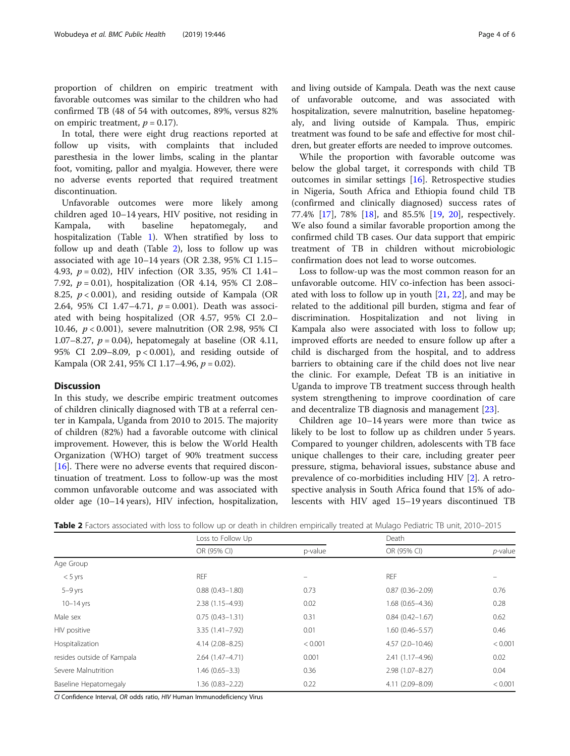proportion of children on empiric treatment with favorable outcomes was similar to the children who had confirmed TB (48 of 54 with outcomes, 89%, versus 82% on empiric treatment, $p = 0.17$).

In total, there were eight drug reactions reported at follow up visits, with complaints that included paresthesia in the lower limbs, scaling in the plantar foot, vomiting, pallor and myalgia. However, there were no adverse events reported that required treatment discontinuation.

Unfavorable outcomes were more likely among children aged 10–14 years, HIV positive, not residing in Kampala, with baseline hepatomegaly, and hospitalization (Table 1). When stratified by loss to follow up and death (Table 2), loss to follow up was associated with age 10–14 years (OR 2.38, 95% CI 1.15–4.93, $p = 0.02$), HIV infection (OR 3.35, 95% CI 1.41–7.92, $p = 0.01$), hospitalization (OR 4.14, 95% CI 2.08–8.25, $p < 0.001$), and residing outside of Kampala (OR 2.64, 95% CI 1.47–4.71, $p = 0.001$). Death was associated with being hospitalized (OR 4.57, 95% CI 2.0–10.46, $p < 0.001$), severe malnutrition (OR 2.98, 95% CI 1.07–8.27, $p = 0.04$), hepatomegaly at baseline (OR 4.11, 95% CI 2.09–8.09, $p < 0.001$), and residing outside of Kampala (OR 2.41, 95% CI 1.17–4.96, $p = 0.02$).

## Discussion

In this study, we describe empiric treatment outcomes of children clinically diagnosed with TB at a referral center in Kampala, Uganda from 2010 to 2015. The majority of children (82%) had a favorable outcome with clinical improvement. However, this is below the World Health Organization (WHO) target of 90% treatment success [16]. There were no adverse events that required discontinuation of treatment. Loss to follow-up was the most common unfavorable outcome and was associated with older age (10–14 years), HIV infection, hospitalization, and living outside of Kampala. Death was the next cause of unfavorable outcome, and was associated with hospitalization, severe malnutrition, baseline hepatomegaly, and living outside of Kampala. Thus, empiric treatment was found to be safe and effective for most children, but greater efforts are needed to improve outcomes.

While the proportion with favorable outcome was below the global target, it corresponds with child TB outcomes in similar settings [16]. Retrospective studies in Nigeria, South Africa and Ethiopia found child TB (confirmed and clinically diagnosed) success rates of 77.4% [17], 78% [18], and 85.5% [19, 20], respectively. We also found a similar favorable proportion among the confirmed child TB cases. Our data support that empiric treatment of TB in children without microbiologic confirmation does not lead to worse outcomes.

Loss to follow-up was the most common reason for an unfavorable outcome. HIV co-infection has been associated with loss to follow up in youth [21, 22], and may be related to the additional pill burden, stigma and fear of discrimination. Hospitalization and not living in Kampala also were associated with loss to follow up; improved efforts are needed to ensure follow up after a child is discharged from the hospital, and to address barriers to obtaining care if the child does not live near the clinic. For example, Defeat TB is an initiative in Uganda to improve TB treatment success through health system strengthening to improve coordination of care and decentralize TB diagnosis and management [23].

Children age 10–14 years were more than twice as likely to be lost to follow up as children under 5 years. Compared to younger children, adolescents with TB face unique challenges to their care, including greater peer pressure, stigma, behavioral issues, substance abuse and prevalence of co-morbidities including HIV [2]. A retrospective analysis in South Africa found that 15% of adolescents with HIV aged 15–19 years discontinued TB

**Table 2** Factors associated with loss to follow up or death in children empirically treated at Mulago Pediatric TB unit, 2010–2015

| | Loss to Follow Up | | Death | |
|---|---|---|---|---|
| | OR (95% CI) | p-value | OR (95% CI) | *p*-value |
| Age Group | | | | |
| < 5 yrs | REF | – | REF | – |
| 5–9 yrs | 0.88 (0.43–1.80) | 0.73 | 0.87 (0.36–2.09) | 0.76 |
| 10–14 yrs | 2.38 (1.15–4.93) | 0.02 | 1.68 (0.65–4.36) | 0.28 |
| Male sex | 0.75 (0.43–1.31) | 0.31 | 0.84 (0.42–1.67) | 0.62 |
| HIV positive | 3.35 (1.41–7.92) | 0.01 | 1.60 (0.46–5.57) | 0.46 |
| Hospitalization | 4.14 (2.08–8.25) | < 0.001 | 4.57 (2.0–10.46) | < 0.001 |
| resides outside of Kampala | 2.64 (1.47–4.71) | 0.001 | 2.41 (1.17–4.96) | 0.02 |
| Severe Malnutrition | 1.46 (0.65–3.3) | 0.36 | 2.98 (1.07–8.27) | 0.04 |
| Baseline Hepatomegaly | 1.36 (0.83–2.22) | 0.22 | 4.11 (2.09–8.09) | < 0.001 |

*CI* Confidence Interval, *OR* odds ratio, *HIV* Human Immunodeficiency Virus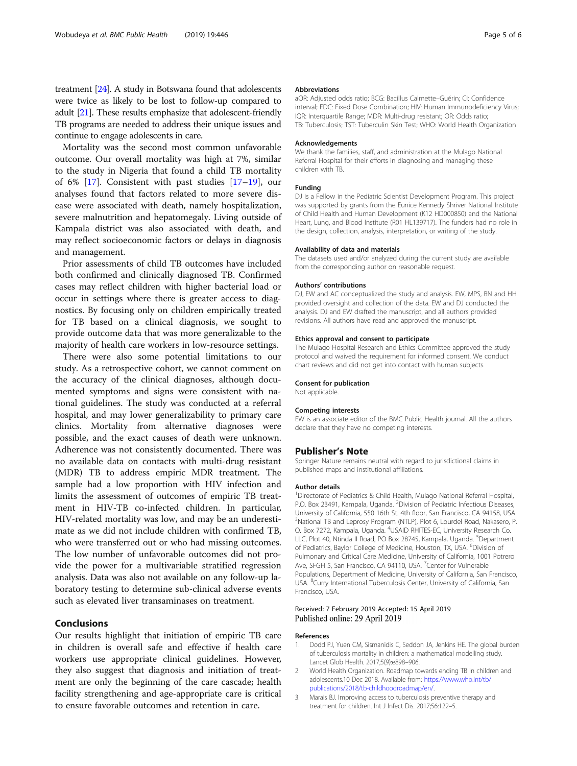treatment [24]. A study in Botswana found that adolescents were twice as likely to be lost to follow-up compared to adult [21]. These results emphasize that adolescent-friendly TB programs are needed to address their unique issues and continue to engage adolescents in care.

Mortality was the second most common unfavorable outcome. Our overall mortality was high at 7%, similar to the study in Nigeria that found a child TB mortality of 6% [17]. Consistent with past studies [17–19], our analyses found that factors related to more severe disease were associated with death, namely hospitalization, severe malnutrition and hepatomegaly. Living outside of Kampala district was also associated with death, and may reflect socioeconomic factors or delays in diagnosis and management.

Prior assessments of child TB outcomes have included both confirmed and clinically diagnosed TB. Confirmed cases may reflect children with higher bacterial load or occur in settings where there is greater access to diagnostics. By focusing only on children empirically treated for TB based on a clinical diagnosis, we sought to provide outcome data that was more generalizable to the majority of health care workers in low-resource settings.

There were also some potential limitations to our study. As a retrospective cohort, we cannot comment on the accuracy of the clinical diagnoses, although documented symptoms and signs were consistent with national guidelines. The study was conducted at a referral hospital, and may lower generalizability to primary care clinics. Mortality from alternative diagnoses were possible, and the exact causes of death were unknown. Adherence was not consistently documented. There was no available data on contacts with multi-drug resistant (MDR) TB to address empiric MDR treatment. The sample had a low proportion with HIV infection and limits the assessment of outcomes of empiric TB treatment in HIV-TB co-infected children. In particular, HIV-related mortality was low, and may be an underestimate as we did not include children with confirmed TB, who were transferred out or who had missing outcomes. The low number of unfavorable outcomes did not provide the power for a multivariable stratified regression analysis. Data was also not available on any follow-up laboratory testing to determine sub-clinical adverse events such as elevated liver transaminases on treatment.

## Conclusions

Our results highlight that initiation of empiric TB care in children is overall safe and effective if health care workers use appropriate clinical guidelines. However, they also suggest that diagnosis and initiation of treatment are only the beginning of the care cascade; health facility strengthening and age-appropriate care is critical to ensure favorable outcomes and retention in care.

### Abbreviations

aOR: Adjusted odds ratio; BCG: Bacillus Calmette–Guérin; CI: Confidence interval; FDC: Fixed Dose Combination; HIV: Human Immunodeficiency Virus; IQR: Interquartile Range; MDR: Multi-drug resistant; OR: Odds ratio; TB: Tuberculosis; TST: Tuberculin Skin Test; WHO: World Health Organization

### Acknowledgements

We thank the families, staff, and administration at the Mulago National Referral Hospital for their efforts in diagnosing and managing these children with TB.

### Funding

DJ is a Fellow in the Pediatric Scientist Development Program. This project was supported by grants from the Eunice Kennedy Shriver National Institute of Child Health and Human Development (K12 HD000850) and the National Heart, Lung, and Blood Institute (R01 HL139717). The funders had no role in the design, collection, analysis, interpretation, or writing of the study.

### Availability of data and materials

The datasets used and/or analyzed during the current study are available from the corresponding author on reasonable request.

### Authors' contributions

DJ, EW and AC conceptualized the study and analysis. EW, MPS, BN and HH provided oversight and collection of the data. EW and DJ conducted the analysis. DJ and EW drafted the manuscript, and all authors provided revisions. All authors have read and approved the manuscript.

### Ethics approval and consent to participate

The Mulago Hospital Research and Ethics Committee approved the study protocol and waived the requirement for informed consent. We conduct chart reviews and did not get into contact with human subjects.

### Consent for publication

Not applicable.

### Competing interests

EW is an associate editor of the BMC Public Health journal. All the authors declare that they have no competing interests.

## Publisher's Note

Springer Nature remains neutral with regard to jurisdictional claims in published maps and institutional affiliations.

### Author details

[1]Directorate of Pediatrics & Child Health, Mulago National Referral Hospital, P.O. Box 23491, Kampala, Uganda. [2]Division of Pediatric Infectious Diseases, University of California, 550 16th St. 4th floor, San Francisco, CA 94158, USA. [3]National TB and Leprosy Program (NTLP), Plot 6, Lourdel Road, Nakasero, P. O. Box 7272, Kampala, Uganda. [4]USAID RHITES-EC, University Research Co. LLC, Plot 40, Ntinda II Road, PO Box 28745, Kampala, Uganda. [5]Department of Pediatrics, Baylor College of Medicine, Houston, TX, USA. [6]Division of Pulmonary and Critical Care Medicine, University of California, 1001 Potrero Ave, SFGH 5, San Francisco, CA 94110, USA. [7]Center for Vulnerable Populations, Department of Medicine, University of California, San Francisco, USA. [8]Curry International Tuberculosis Center, University of California, San Francisco, USA.

Received: 7 February 2019 Accepted: 15 April 2019
Published online: 29 April 2019

### References

1. Dodd PJ, Yuen CM, Sismanidis C, Seddon JA, Jenkins HE. The global burden of tuberculosis mortality in children: a mathematical modelling study. Lancet Glob Health. 2017;5(9):e898–906.
2. World Health Organization. Roadmap towards ending TB in children and adolescents.10 Dec 2018. Available from: https://www.who.int/tb/publications/2018/tb-childhoodroadmap/en/.
3. Marais BJ. Improving access to tuberculosis preventive therapy and treatment for children. Int J Infect Dis. 2017;56:122–5.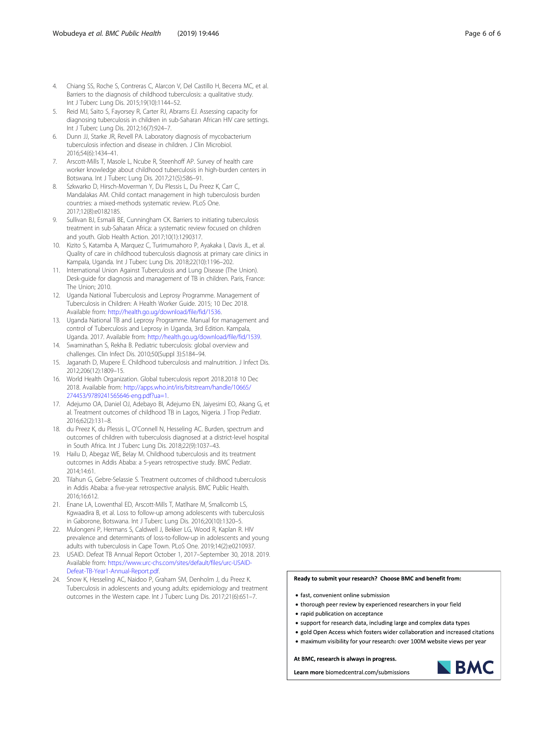4. Chiang SS, Roche S, Contreras C, Alarcon V, Del Castillo H, Becerra MC, et al. Barriers to the diagnosis of childhood tuberculosis: a qualitative study. Int J Tuberc Lung Dis. 2015;19(10):1144–52.
5. Reid MJ, Saito S, Fayorsey R, Carter RJ, Abrams EJ. Assessing capacity for diagnosing tuberculosis in children in sub-Saharan African HIV care settings. Int J Tuberc Lung Dis. 2012;16(7):924–7.
6. Dunn JJ, Starke JR, Revell PA. Laboratory diagnosis of mycobacterium tuberculosis infection and disease in children. J Clin Microbiol. 2016;54(6):1434–41.
7. Arscott-Mills T, Masole L, Ncube R, Steenhoff AP. Survey of health care worker knowledge about childhood tuberculosis in high-burden centers in Botswana. Int J Tuberc Lung Dis. 2017;21(5):586–91.
8. Szkwarko D, Hirsch-Moverman Y, Du Plessis L, Du Preez K, Carr C, Mandalakas AM. Child contact management in high tuberculosis burden countries: a mixed-methods systematic review. PLoS One. 2017;12(8):e0182185.
9. Sullivan BJ, Esmaili BE, Cunningham CK. Barriers to initiating tuberculosis treatment in sub-Saharan Africa: a systematic review focused on children and youth. Glob Health Action. 2017;10(1):1290317.
10. Kizito S, Katamba A, Marquez C, Turimumahoro P, Ayakaka I, Davis JL, et al. Quality of care in childhood tuberculosis diagnosis at primary care clinics in Kampala, Uganda. Int J Tuberc Lung Dis. 2018;22(10):1196–202.
11. International Union Against Tuberculosis and Lung Disease (The Union). Desk-guide for diagnosis and management of TB in children. Paris, France: The Union; 2010.
12. Uganda National Tuberculosis and Leprosy Programme. Management of Tuberculosis in Children: A Health Worker Guide. 2015; 10 Dec 2018. Available from: http://health.go.ug/download/file/fid/1536.
13. Uganda National TB and Leprosy Programme. Manual for management and control of Tuberculosis and Leprosy in Uganda, 3rd Edition. Kampala, Uganda. 2017. Available from: http://health.go.ug/download/file/fid/1539.
14. Swaminathan S, Rekha B. Pediatric tuberculosis: global overview and challenges. Clin Infect Dis. 2010;50(Suppl 3):S184–94.
15. Jaganath D, Mupere E. Childhood tuberculosis and malnutrition. J Infect Dis. 2012;206(12):1809–15.
16. World Health Organization. Global tuberculosis report 2018.2018 10 Dec 2018. Available from: http://apps.who.int/iris/bitstream/handle/10665/274453/9789241565646-eng.pdf?ua=1.
17. Adejumo OA, Daniel OJ, Adebayo BI, Adejumo EN, Jaiyesimi EO, Akang G, et al. Treatment outcomes of childhood TB in Lagos, Nigeria. J Trop Pediatr. 2016;62(2):131–8.
18. du Preez K, du Plessis L, O'Connell N, Hesseling AC. Burden, spectrum and outcomes of children with tuberculosis diagnosed at a district-level hospital in South Africa. Int J Tuberc Lung Dis. 2018;22(9):1037–43.
19. Hailu D, Abegaz WE, Belay M. Childhood tuberculosis and its treatment outcomes in Addis Ababa: a 5-years retrospective study. BMC Pediatr. 2014;14:61.
20. Tilahun G, Gebre-Selassie S. Treatment outcomes of childhood tuberculosis in Addis Ababa: a five-year retrospective analysis. BMC Public Health. 2016;16:612.
21. Enane LA, Lowenthal ED, Arscott-Mills T, Matlhare M, Smallcomb LS, Kgwaadira B, et al. Loss to follow-up among adolescents with tuberculosis in Gaborone, Botswana. Int J Tuberc Lung Dis. 2016;20(10):1320–5.
22. Mulongeni P, Hermans S, Caldwell J, Bekker LG, Wood R, Kaplan R. HIV prevalence and determinants of loss-to-follow-up in adolescents and young adults with tuberculosis in Cape Town. PLoS One. 2019;14(2):e0210937.
23. USAID. Defeat TB Annual Report October 1, 2017–September 30, 2018. 2019. Available from: https://www.urc-chs.com/sites/default/files/urc-USAID-Defeat-TB-Year1-Annual-Report.pdf.
24. Snow K, Hesseling AC, Naidoo P, Graham SM, Denholm J, du Preez K. Tuberculosis in adolescents and young adults: epidemiology and treatment outcomes in the Western cape. Int J Tuberc Lung Dis. 2017;21(6):651–7.

**Ready to submit your research? Choose BMC and benefit from:**

- fast, convenient online submission
- thorough peer review by experienced researchers in your field
- rapid publication on acceptance
- support for research data, including large and complex data types
- gold Open Access which fosters wider collaboration and increased citations
- maximum visibility for your research: over 100M website views per year

**At BMC, research is always in progress.**

**Learn more** biomedcentral.com/submissions

BMC